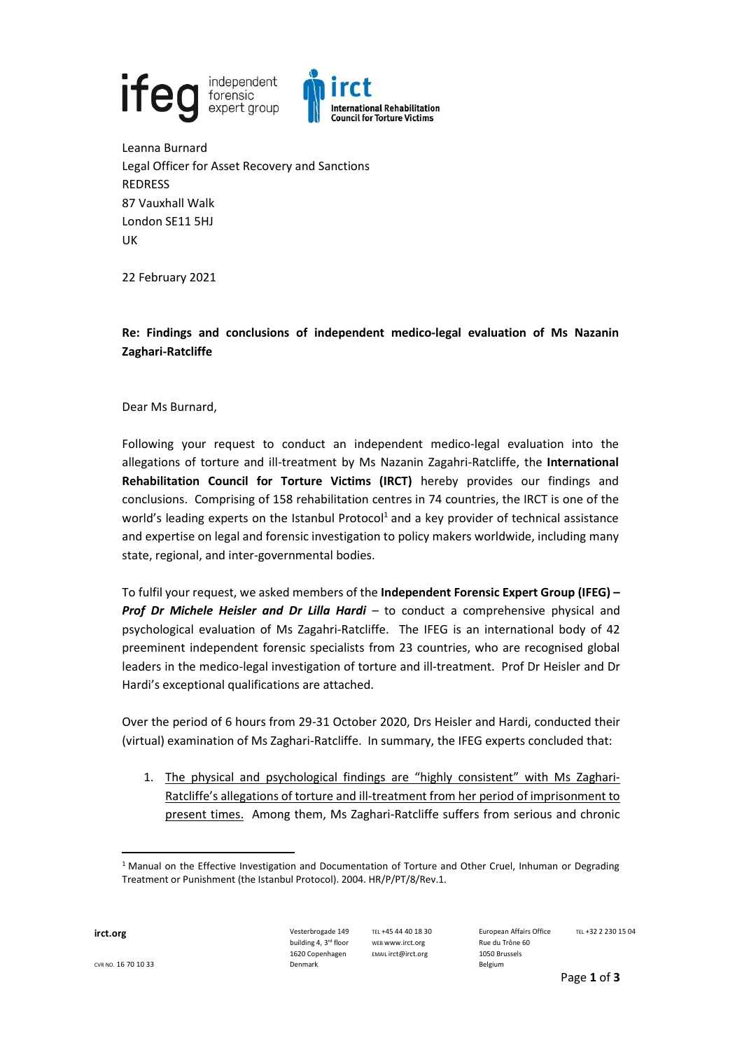Leanna Burnard
Legal Officer for Asset Recovery and Sanctions
REDRESS
87 Vauxhall Walk
London SE11 5HJ
UK

22 February 2021

**Re: Findings and conclusions of independent medico-legal evaluation of Ms Nazanin Zaghari-Ratcliffe**

Dear Ms Burnard,

Following your request to conduct an independent medico-legal evaluation into the allegations of torture and ill-treatment by Ms Nazanin Zagahri-Ratcliffe, the **International Rehabilitation Council for Torture Victims (IRCT)** hereby provides our findings and conclusions. Comprising of 158 rehabilitation centres in 74 countries, the IRCT is one of the world's leading experts on the Istanbul Protocol[1] and a key provider of technical assistance and expertise on legal and forensic investigation to policy makers worldwide, including many state, regional, and inter-governmental bodies.

To fulfil your request, we asked members of the **Independent Forensic Expert Group (IFEG) –** ***Prof Dr Michele Heisler and Dr Lilla Hardi*** – to conduct a comprehensive physical and psychological evaluation of Ms Zagahri-Ratcliffe. The IFEG is an international body of 42 preeminent independent forensic specialists from 23 countries, who are recognised global leaders in the medico-legal investigation of torture and ill-treatment. Prof Dr Heisler and Dr Hardi's exceptional qualifications are attached.

Over the period of 6 hours from 29-31 October 2020, Drs Heisler and Hardi, conducted their (virtual) examination of Ms Zaghari-Ratcliffe. In summary, the IFEG experts concluded that:

1. The physical and psychological findings are "highly consistent" with Ms Zaghari-Ratcliffe's allegations of torture and ill-treatment from her period of imprisonment to present times. Among them, Ms Zaghari-Ratcliffe suffers from serious and chronic

[1] Manual on the Effective Investigation and Documentation of Torture and Other Cruel, Inhuman or Degrading Treatment or Punishment (the Istanbul Protocol). 2004. HR/P/PT/8/Rev.1.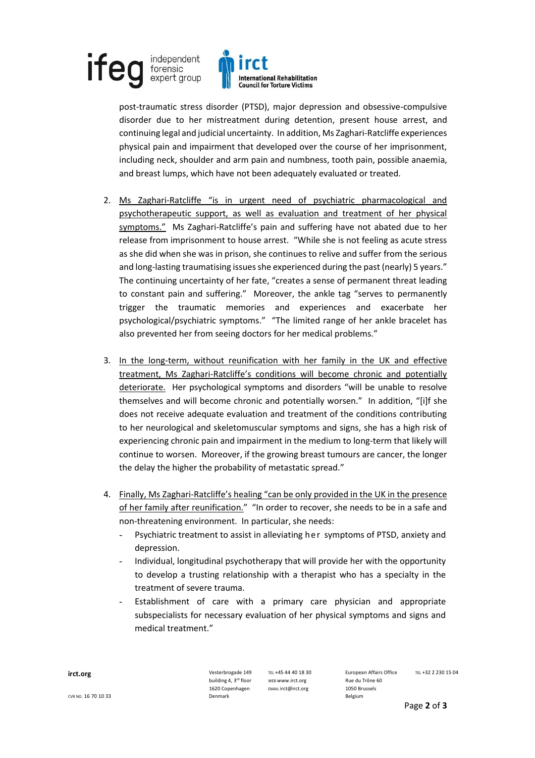post-traumatic stress disorder (PTSD), major depression and obsessive-compulsive disorder due to her mistreatment during detention, present house arrest, and continuing legal and judicial uncertainty. In addition, Ms Zaghari-Ratcliffe experiences physical pain and impairment that developed over the course of her imprisonment, including neck, shoulder and arm pain and numbness, tooth pain, possible anaemia, and breast lumps, which have not been adequately evaluated or treated.

2. <u>Ms Zaghari-Ratcliffe "is in urgent need of psychiatric pharmacological and psychotherapeutic support, as well as evaluation and treatment of her physical symptoms."</u> Ms Zaghari-Ratcliffe's pain and suffering have not abated due to her release from imprisonment to house arrest. "While she is not feeling as acute stress as she did when she was in prison, she continues to relive and suffer from the serious and long-lasting traumatising issues she experienced during the past (nearly) 5 years." The continuing uncertainty of her fate, "creates a sense of permanent threat leading to constant pain and suffering." Moreover, the ankle tag "serves to permanently trigger the traumatic memories and experiences and exacerbate her psychological/psychiatric symptoms." "The limited range of her ankle bracelet has also prevented her from seeing doctors for her medical problems."

3. <u>In the long-term, without reunification with her family in the UK and effective treatment, Ms Zaghari-Ratcliffe's conditions will become chronic and potentially deteriorate.</u> Her psychological symptoms and disorders "will be unable to resolve themselves and will become chronic and potentially worsen." In addition, "[i]f she does not receive adequate evaluation and treatment of the conditions contributing to her neurological and skeletomuscular symptoms and signs, she has a high risk of experiencing chronic pain and impairment in the medium to long-term that likely will continue to worsen. Moreover, if the growing breast tumours are cancer, the longer the delay the higher the probability of metastatic spread."

4. <u>Finally, Ms Zaghari-Ratcliffe's healing "can be only provided in the UK in the presence of her family after reunification."</u> "In order to recover, she needs to be in a safe and non-threatening environment. In particular, she needs:
   - Psychiatric treatment to assist in alleviating her symptoms of PTSD, anxiety and depression.
   - Individual, longitudinal psychotherapy that will provide her with the opportunity to develop a trusting relationship with a therapist who has a specialty in the treatment of severe trauma.
   - Establishment of care with a primary care physician and appropriate subspecialists for necessary evaluation of her physical symptoms and signs and medical treatment."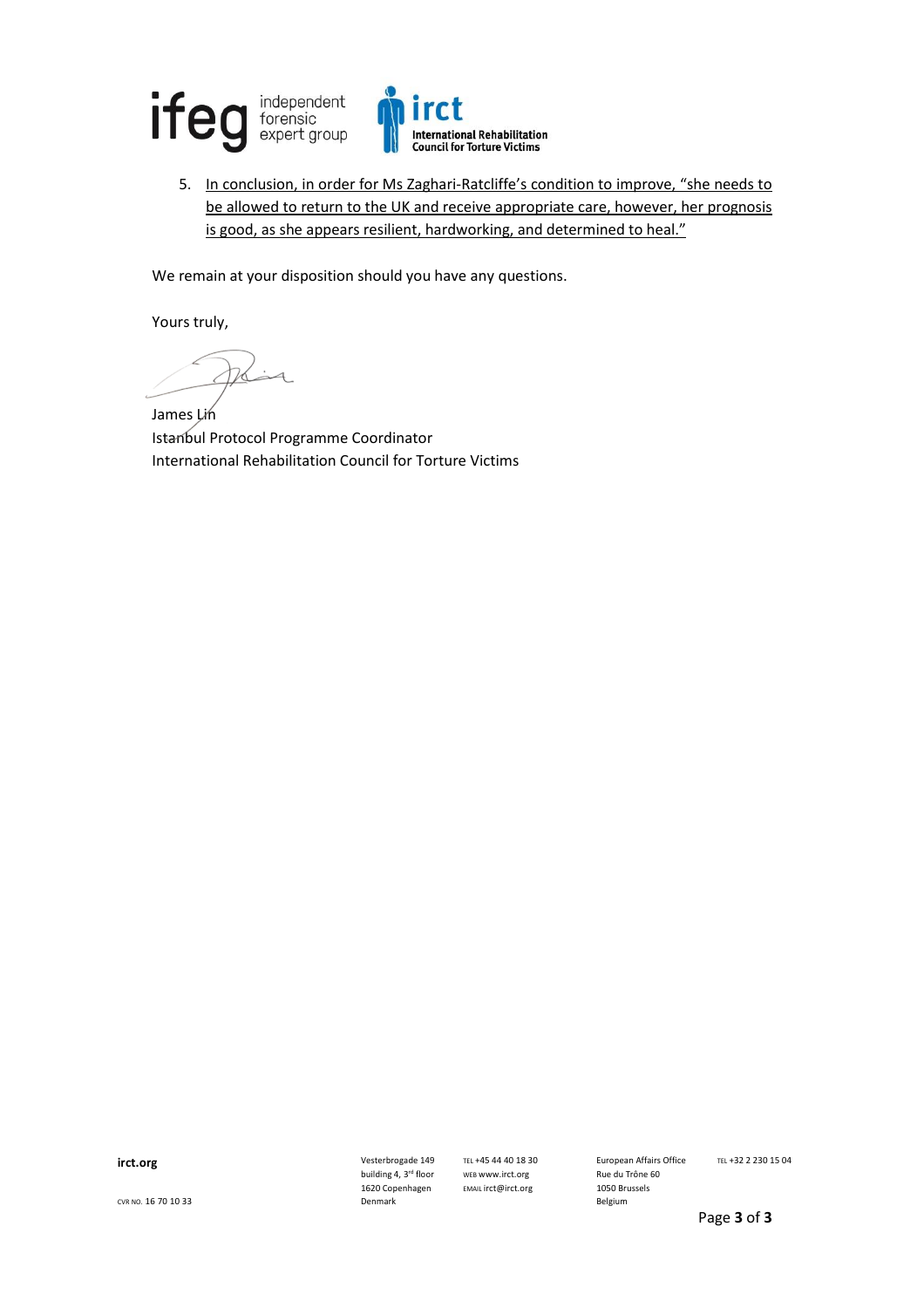5. <u>In conclusion, in order for Ms Zaghari-Ratcliffe's condition to improve, "she needs to be allowed to return to the UK and receive appropriate care, however, her prognosis is good, as she appears resilient, hardworking, and determined to heal."</u>

We remain at your disposition should you have any questions.

Yours truly,

James Lin
Istanbul Protocol Programme Coordinator
International Rehabilitation Council for Torture Victims

**irct.org**

CVR NO. 16 70 10 33

Vesterbrogade 149
building 4, 3rd floor
1620 Copenhagen
Denmark

TEL +45 44 40 18 30
WEB www.irct.org
EMAIL irct@irct.org

European Affairs Office
Rue du Trône 60
1050 Brussels
Belgium

TEL +32 2 230 15 04